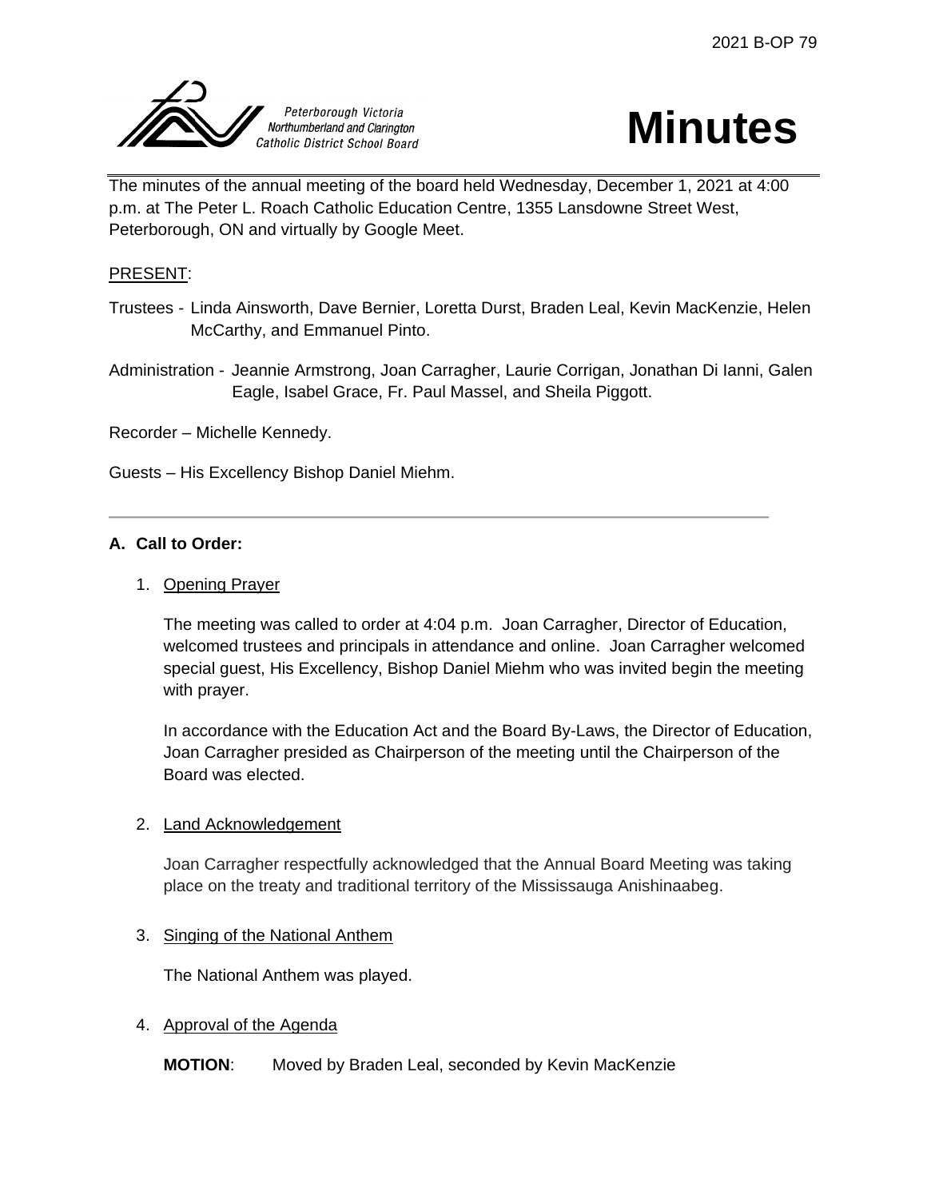2021 B-OP 79

Peterborough Victoria Northumberland and Clarington Catholic District School Board

# Minutes

The minutes of the annual meeting of the board held Wednesday, December 1, 2021 at 4:00 p.m. at The Peter L. Roach Catholic Education Centre, 1355 Lansdowne Street West, Peterborough, ON and virtually by Google Meet.

PRESENT:

Trustees - Linda Ainsworth, Dave Bernier, Loretta Durst, Braden Leal, Kevin MacKenzie, Helen McCarthy, and Emmanuel Pinto.

Administration - Jeannie Armstrong, Joan Carragher, Laurie Corrigan, Jonathan Di Ianni, Galen Eagle, Isabel Grace, Fr. Paul Massel, and Sheila Piggott.

Recorder – Michelle Kennedy.

Guests – His Excellency Bishop Daniel Miehm.

---

**A. Call to Order:**

1. Opening Prayer

   The meeting was called to order at 4:04 p.m. Joan Carragher, Director of Education, welcomed trustees and principals in attendance and online. Joan Carragher welcomed special guest, His Excellency, Bishop Daniel Miehm who was invited begin the meeting with prayer.

   In accordance with the Education Act and the Board By-Laws, the Director of Education, Joan Carragher presided as Chairperson of the meeting until the Chairperson of the Board was elected.

2. Land Acknowledgement

   Joan Carragher respectfully acknowledged that the Annual Board Meeting was taking place on the treaty and traditional territory of the Mississauga Anishinaabeg.

3. Singing of the National Anthem

   The National Anthem was played.

4. Approval of the Agenda

   **MOTION**: Moved by Braden Leal, seconded by Kevin MacKenzie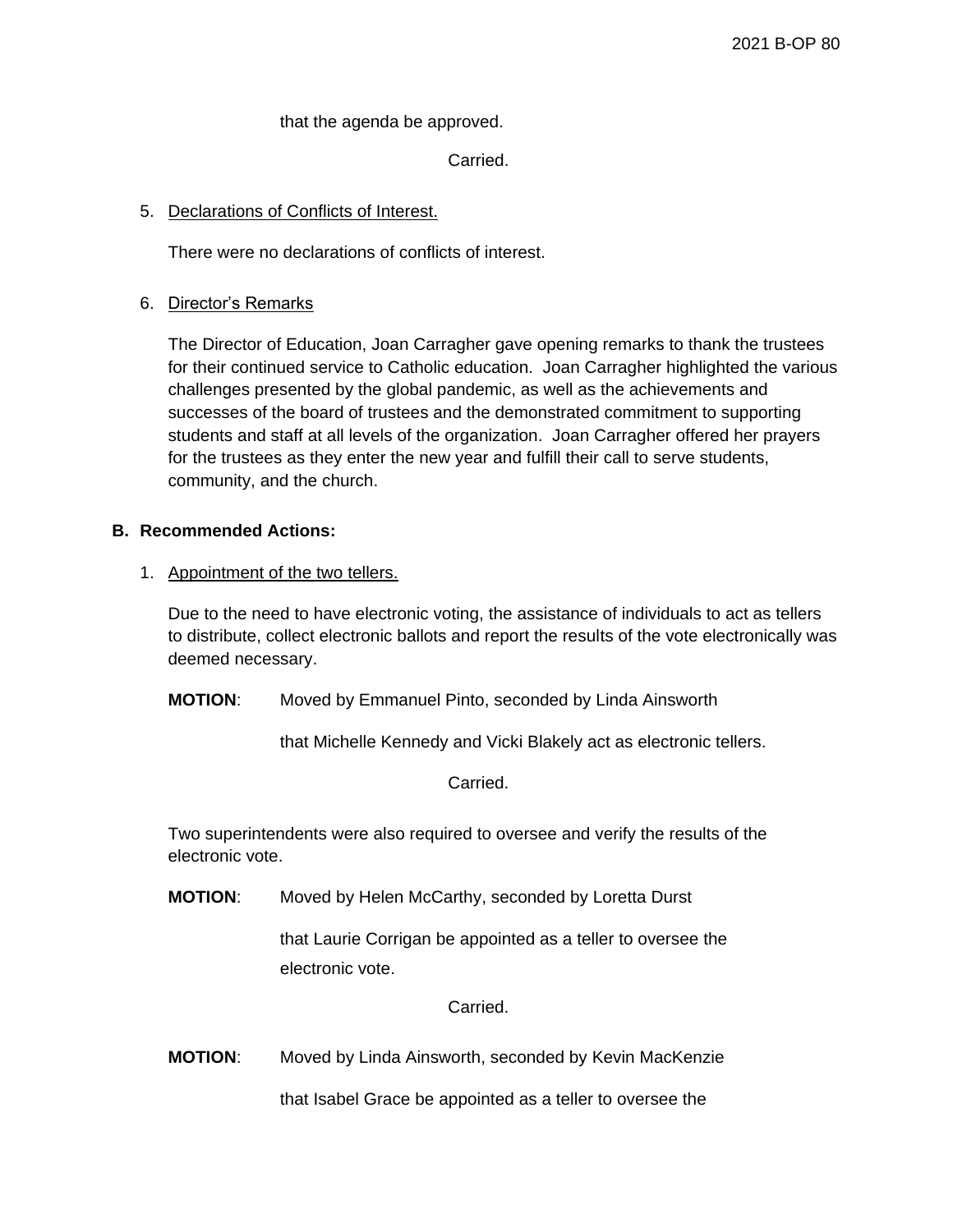that the agenda be approved.

Carried.

5. Declarations of Conflicts of Interest.

   There were no declarations of conflicts of interest.

6. Director's Remarks

   The Director of Education, Joan Carragher gave opening remarks to thank the trustees for their continued service to Catholic education. Joan Carragher highlighted the various challenges presented by the global pandemic, as well as the achievements and successes of the board of trustees and the demonstrated commitment to supporting students and staff at all levels of the organization. Joan Carragher offered her prayers for the trustees as they enter the new year and fulfill their call to serve students, community, and the church.

## B. Recommended Actions:

1. Appointment of the two tellers.

   Due to the need to have electronic voting, the assistance of individuals to act as tellers to distribute, collect electronic ballots and report the results of the vote electronically was deemed necessary.

   **MOTION**: Moved by Emmanuel Pinto, seconded by Linda Ainsworth

   that Michelle Kennedy and Vicki Blakely act as electronic tellers.

   Carried.

   Two superintendents were also required to oversee and verify the results of the electronic vote.

   **MOTION**: Moved by Helen McCarthy, seconded by Loretta Durst

   that Laurie Corrigan be appointed as a teller to oversee the electronic vote.

   Carried.

   **MOTION**: Moved by Linda Ainsworth, seconded by Kevin MacKenzie

   that Isabel Grace be appointed as a teller to oversee the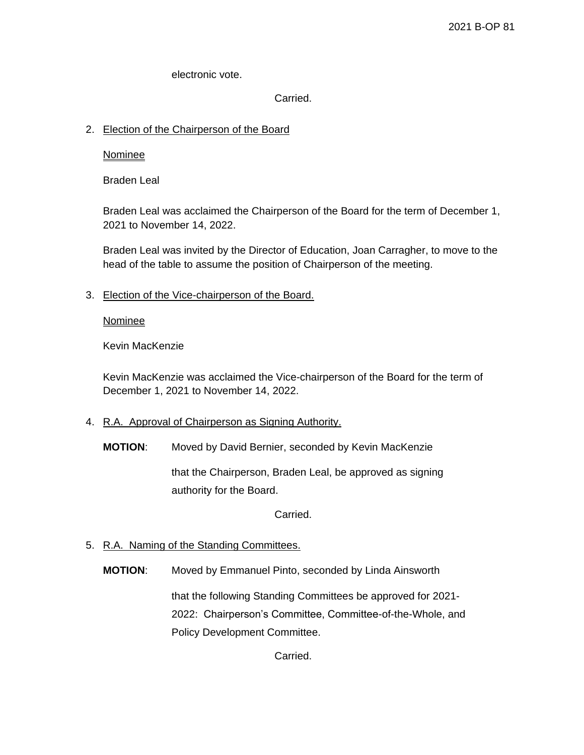electronic vote.

Carried.

2. Election of the Chairperson of the Board

   Nominee

   Braden Leal

   Braden Leal was acclaimed the Chairperson of the Board for the term of December 1, 2021 to November 14, 2022.

   Braden Leal was invited by the Director of Education, Joan Carragher, to move to the head of the table to assume the position of Chairperson of the meeting.

3. Election of the Vice-chairperson of the Board.

   Nominee

   Kevin MacKenzie

   Kevin MacKenzie was acclaimed the Vice-chairperson of the Board for the term of December 1, 2021 to November 14, 2022.

4. R.A. Approval of Chairperson as Signing Authority.

   **MOTION**: Moved by David Bernier, seconded by Kevin MacKenzie

   that the Chairperson, Braden Leal, be approved as signing authority for the Board.

   Carried.

5. R.A. Naming of the Standing Committees.

   **MOTION**: Moved by Emmanuel Pinto, seconded by Linda Ainsworth

   that the following Standing Committees be approved for 2021-2022: Chairperson's Committee, Committee-of-the-Whole, and Policy Development Committee.

   Carried.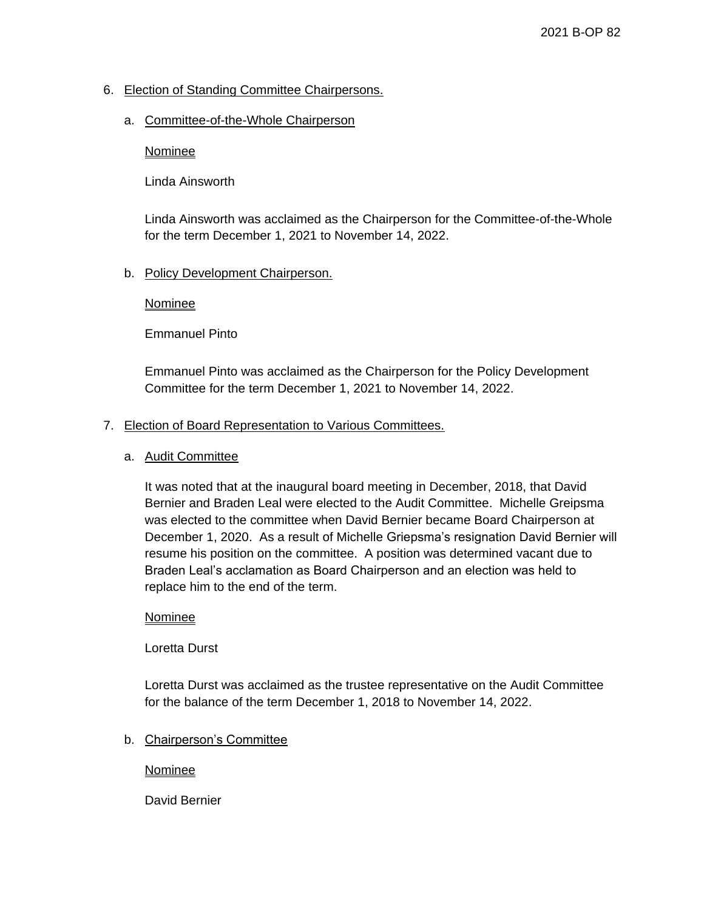6. Election of Standing Committee Chairpersons.

   a. Committee-of-the-Whole Chairperson

      Nominee

      Linda Ainsworth

      Linda Ainsworth was acclaimed as the Chairperson for the Committee-of-the-Whole for the term December 1, 2021 to November 14, 2022.

   b. Policy Development Chairperson.

      Nominee

      Emmanuel Pinto

      Emmanuel Pinto was acclaimed as the Chairperson for the Policy Development Committee for the term December 1, 2021 to November 14, 2022.

7. Election of Board Representation to Various Committees.

   a. Audit Committee

      It was noted that at the inaugural board meeting in December, 2018, that David Bernier and Braden Leal were elected to the Audit Committee. Michelle Greipsma was elected to the committee when David Bernier became Board Chairperson at December 1, 2020. As a result of Michelle Griepsma's resignation David Bernier will resume his position on the committee. A position was determined vacant due to Braden Leal's acclamation as Board Chairperson and an election was held to replace him to the end of the term.

      Nominee

      Loretta Durst

      Loretta Durst was acclaimed as the trustee representative on the Audit Committee for the balance of the term December 1, 2018 to November 14, 2022.

   b. Chairperson's Committee

      Nominee

      David Bernier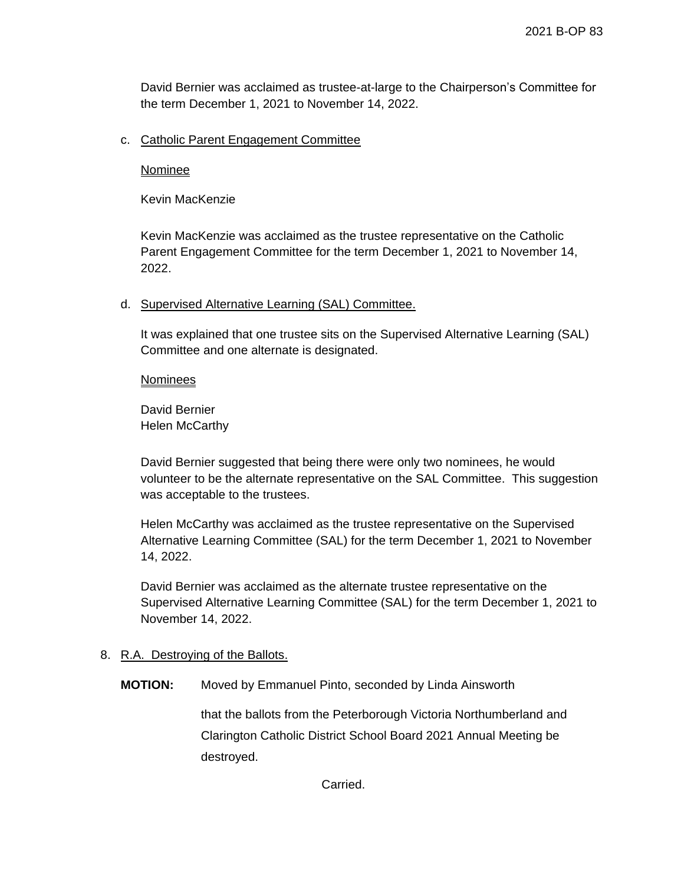David Bernier was acclaimed as trustee-at-large to the Chairperson's Committee for the term December 1, 2021 to November 14, 2022.

c. Catholic Parent Engagement Committee

Nominee

Kevin MacKenzie

Kevin MacKenzie was acclaimed as the trustee representative on the Catholic Parent Engagement Committee for the term December 1, 2021 to November 14, 2022.

d. Supervised Alternative Learning (SAL) Committee.

It was explained that one trustee sits on the Supervised Alternative Learning (SAL) Committee and one alternate is designated.

Nominees

David Bernier
Helen McCarthy

David Bernier suggested that being there were only two nominees, he would volunteer to be the alternate representative on the SAL Committee. This suggestion was acceptable to the trustees.

Helen McCarthy was acclaimed as the trustee representative on the Supervised Alternative Learning Committee (SAL) for the term December 1, 2021 to November 14, 2022.

David Bernier was acclaimed as the alternate trustee representative on the Supervised Alternative Learning Committee (SAL) for the term December 1, 2021 to November 14, 2022.

8. R.A. Destroying of the Ballots.

**MOTION:** Moved by Emmanuel Pinto, seconded by Linda Ainsworth

that the ballots from the Peterborough Victoria Northumberland and Clarington Catholic District School Board 2021 Annual Meeting be destroyed.

Carried.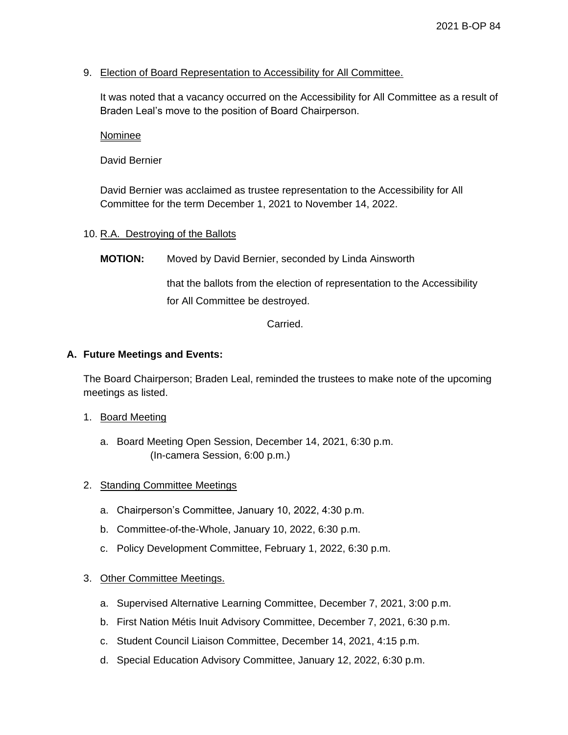9. Election of Board Representation to Accessibility for All Committee.

   It was noted that a vacancy occurred on the Accessibility for All Committee as a result of Braden Leal's move to the position of Board Chairperson.

   Nominee

   David Bernier

   David Bernier was acclaimed as trustee representation to the Accessibility for All Committee for the term December 1, 2021 to November 14, 2022.

10. R.A. Destroying of the Ballots

    **MOTION:** Moved by David Bernier, seconded by Linda Ainsworth

    that the ballots from the election of representation to the Accessibility for All Committee be destroyed.

    Carried.

**A. Future Meetings and Events:**

The Board Chairperson; Braden Leal, reminded the trustees to make note of the upcoming meetings as listed.

1. Board Meeting

   a. Board Meeting Open Session, December 14, 2021, 6:30 p.m. (In-camera Session, 6:00 p.m.)

2. Standing Committee Meetings

   a. Chairperson's Committee, January 10, 2022, 4:30 p.m.
   b. Committee-of-the-Whole, January 10, 2022, 6:30 p.m.
   c. Policy Development Committee, February 1, 2022, 6:30 p.m.

3. Other Committee Meetings.

   a. Supervised Alternative Learning Committee, December 7, 2021, 3:00 p.m.
   b. First Nation Métis Inuit Advisory Committee, December 7, 2021, 6:30 p.m.
   c. Student Council Liaison Committee, December 14, 2021, 4:15 p.m.
   d. Special Education Advisory Committee, January 12, 2022, 6:30 p.m.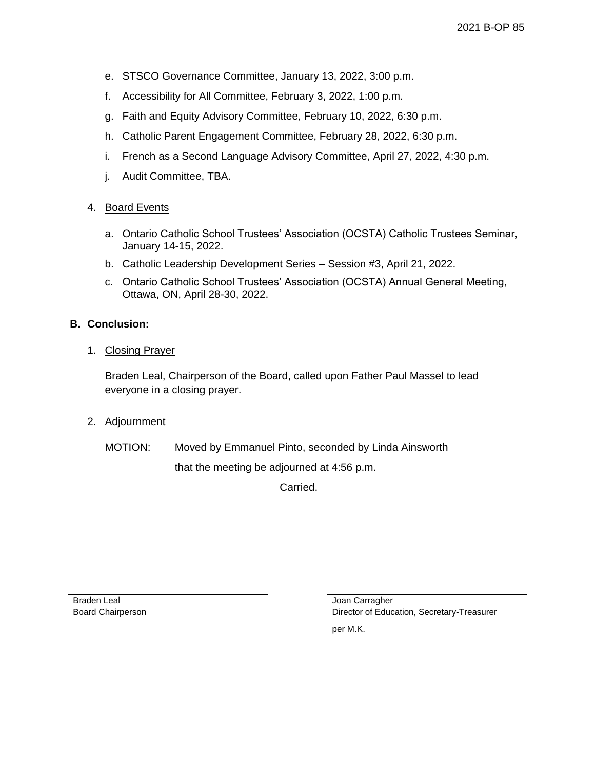e. STSCO Governance Committee, January 13, 2022, 3:00 p.m.
f. Accessibility for All Committee, February 3, 2022, 1:00 p.m.
g. Faith and Equity Advisory Committee, February 10, 2022, 6:30 p.m.
h. Catholic Parent Engagement Committee, February 28, 2022, 6:30 p.m.
i. French as a Second Language Advisory Committee, April 27, 2022, 4:30 p.m.
j. Audit Committee, TBA.

4. Board Events

a. Ontario Catholic School Trustees' Association (OCSTA) Catholic Trustees Seminar, January 14-15, 2022.
b. Catholic Leadership Development Series – Session #3, April 21, 2022.
c. Ontario Catholic School Trustees' Association (OCSTA) Annual General Meeting, Ottawa, ON, April 28-30, 2022.

**B. Conclusion:**

1. Closing Prayer

Braden Leal, Chairperson of the Board, called upon Father Paul Massel to lead everyone in a closing prayer.

2. Adjournment

MOTION: Moved by Emmanuel Pinto, seconded by Linda Ainsworth

that the meeting be adjourned at 4:56 p.m.

Carried.

Braden Leal
Board Chairperson

Joan Carragher
Director of Education, Secretary-Treasurer
per M.K.